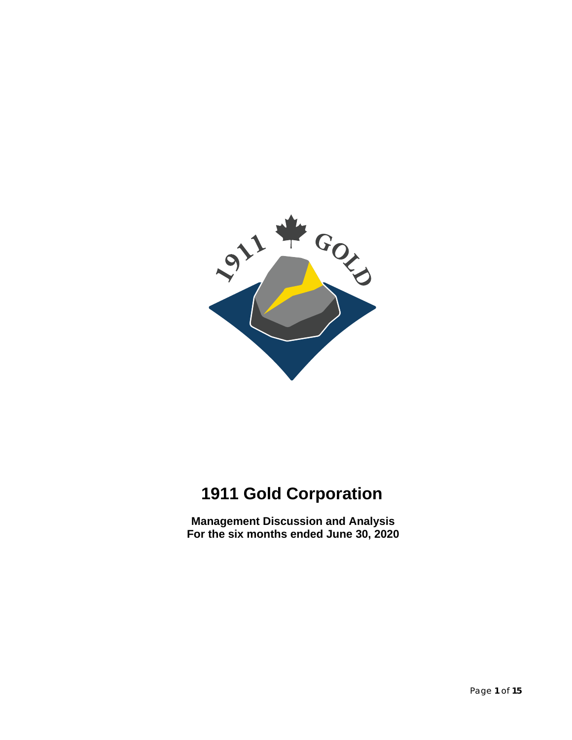# 1911 Gold Corporation

**Management Discussion and Analysis**
**For the six months ended June 30, 2020**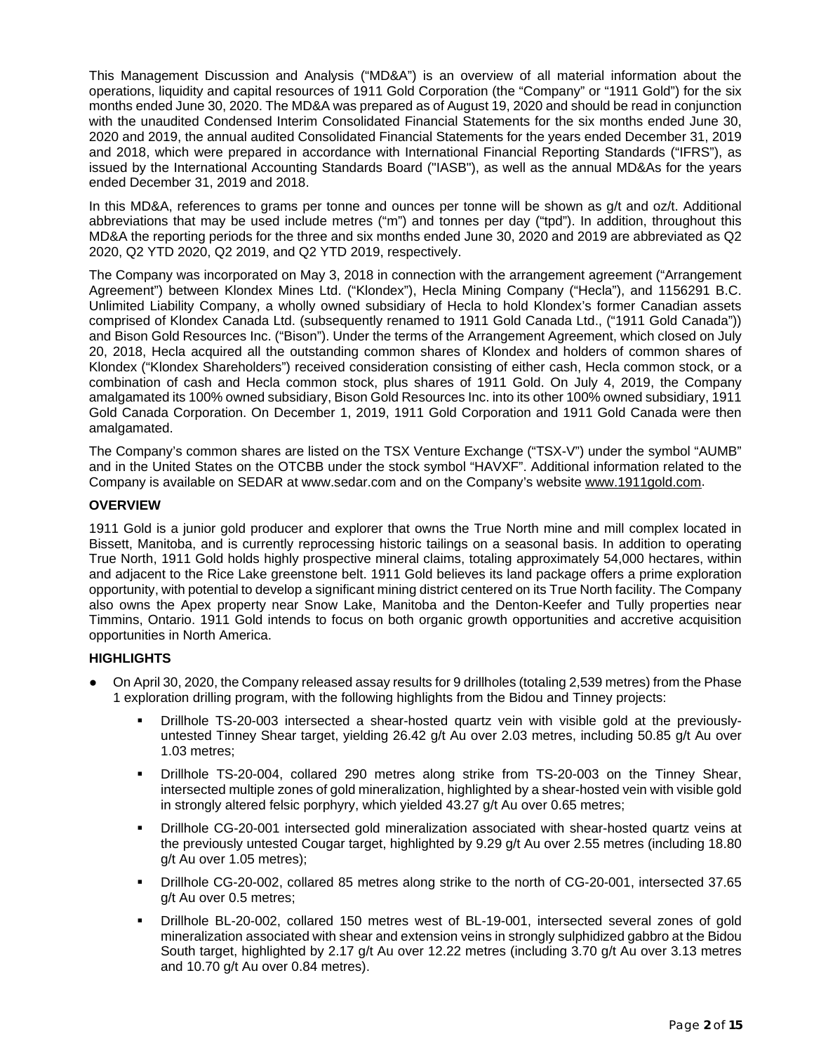This Management Discussion and Analysis ("MD&A") is an overview of all material information about the operations, liquidity and capital resources of 1911 Gold Corporation (the "Company" or "1911 Gold") for the six months ended June 30, 2020. The MD&A was prepared as of August 19, 2020 and should be read in conjunction with the unaudited Condensed Interim Consolidated Financial Statements for the six months ended June 30, 2020 and 2019, the annual audited Consolidated Financial Statements for the years ended December 31, 2019 and 2018, which were prepared in accordance with International Financial Reporting Standards ("IFRS"), as issued by the International Accounting Standards Board ("IASB"), as well as the annual MD&As for the years ended December 31, 2019 and 2018.

In this MD&A, references to grams per tonne and ounces per tonne will be shown as g/t and oz/t. Additional abbreviations that may be used include metres ("m") and tonnes per day ("tpd"). In addition, throughout this MD&A the reporting periods for the three and six months ended June 30, 2020 and 2019 are abbreviated as Q2 2020, Q2 YTD 2020, Q2 2019, and Q2 YTD 2019, respectively.

The Company was incorporated on May 3, 2018 in connection with the arrangement agreement ("Arrangement Agreement") between Klondex Mines Ltd. ("Klondex"), Hecla Mining Company ("Hecla"), and 1156291 B.C. Unlimited Liability Company, a wholly owned subsidiary of Hecla to hold Klondex's former Canadian assets comprised of Klondex Canada Ltd. (subsequently renamed to 1911 Gold Canada Ltd., ("1911 Gold Canada")) and Bison Gold Resources Inc. ("Bison"). Under the terms of the Arrangement Agreement, which closed on July 20, 2018, Hecla acquired all the outstanding common shares of Klondex and holders of common shares of Klondex ("Klondex Shareholders") received consideration consisting of either cash, Hecla common stock, or a combination of cash and Hecla common stock, plus shares of 1911 Gold. On July 4, 2019, the Company amalgamated its 100% owned subsidiary, Bison Gold Resources Inc. into its other 100% owned subsidiary, 1911 Gold Canada Corporation. On December 1, 2019, 1911 Gold Corporation and 1911 Gold Canada were then amalgamated.

The Company's common shares are listed on the TSX Venture Exchange ("TSX-V") under the symbol "AUMB" and in the United States on the OTCBB under the stock symbol "HAVXF". Additional information related to the Company is available on SEDAR at www.sedar.com and on the Company's website www.1911gold.com.

## OVERVIEW

1911 Gold is a junior gold producer and explorer that owns the True North mine and mill complex located in Bissett, Manitoba, and is currently reprocessing historic tailings on a seasonal basis. In addition to operating True North, 1911 Gold holds highly prospective mineral claims, totaling approximately 54,000 hectares, within and adjacent to the Rice Lake greenstone belt. 1911 Gold believes its land package offers a prime exploration opportunity, with potential to develop a significant mining district centered on its True North facility. The Company also owns the Apex property near Snow Lake, Manitoba and the Denton-Keefer and Tully properties near Timmins, Ontario. 1911 Gold intends to focus on both organic growth opportunities and accretive acquisition opportunities in North America.

## HIGHLIGHTS

- On April 30, 2020, the Company released assay results for 9 drillholes (totaling 2,539 metres) from the Phase 1 exploration drilling program, with the following highlights from the Bidou and Tinney projects:
  - Drillhole TS-20-003 intersected a shear-hosted quartz vein with visible gold at the previously-untested Tinney Shear target, yielding 26.42 g/t Au over 2.03 metres, including 50.85 g/t Au over 1.03 metres;
  - Drillhole TS-20-004, collared 290 metres along strike from TS-20-003 on the Tinney Shear, intersected multiple zones of gold mineralization, highlighted by a shear-hosted vein with visible gold in strongly altered felsic porphyry, which yielded 43.27 g/t Au over 0.65 metres;
  - Drillhole CG-20-001 intersected gold mineralization associated with shear-hosted quartz veins at the previously untested Cougar target, highlighted by 9.29 g/t Au over 2.55 metres (including 18.80 g/t Au over 1.05 metres);
  - Drillhole CG-20-002, collared 85 metres along strike to the north of CG-20-001, intersected 37.65 g/t Au over 0.5 metres;
  - Drillhole BL-20-002, collared 150 metres west of BL-19-001, intersected several zones of gold mineralization associated with shear and extension veins in strongly sulphidized gabbro at the Bidou South target, highlighted by 2.17 g/t Au over 12.22 metres (including 3.70 g/t Au over 3.13 metres and 10.70 g/t Au over 0.84 metres).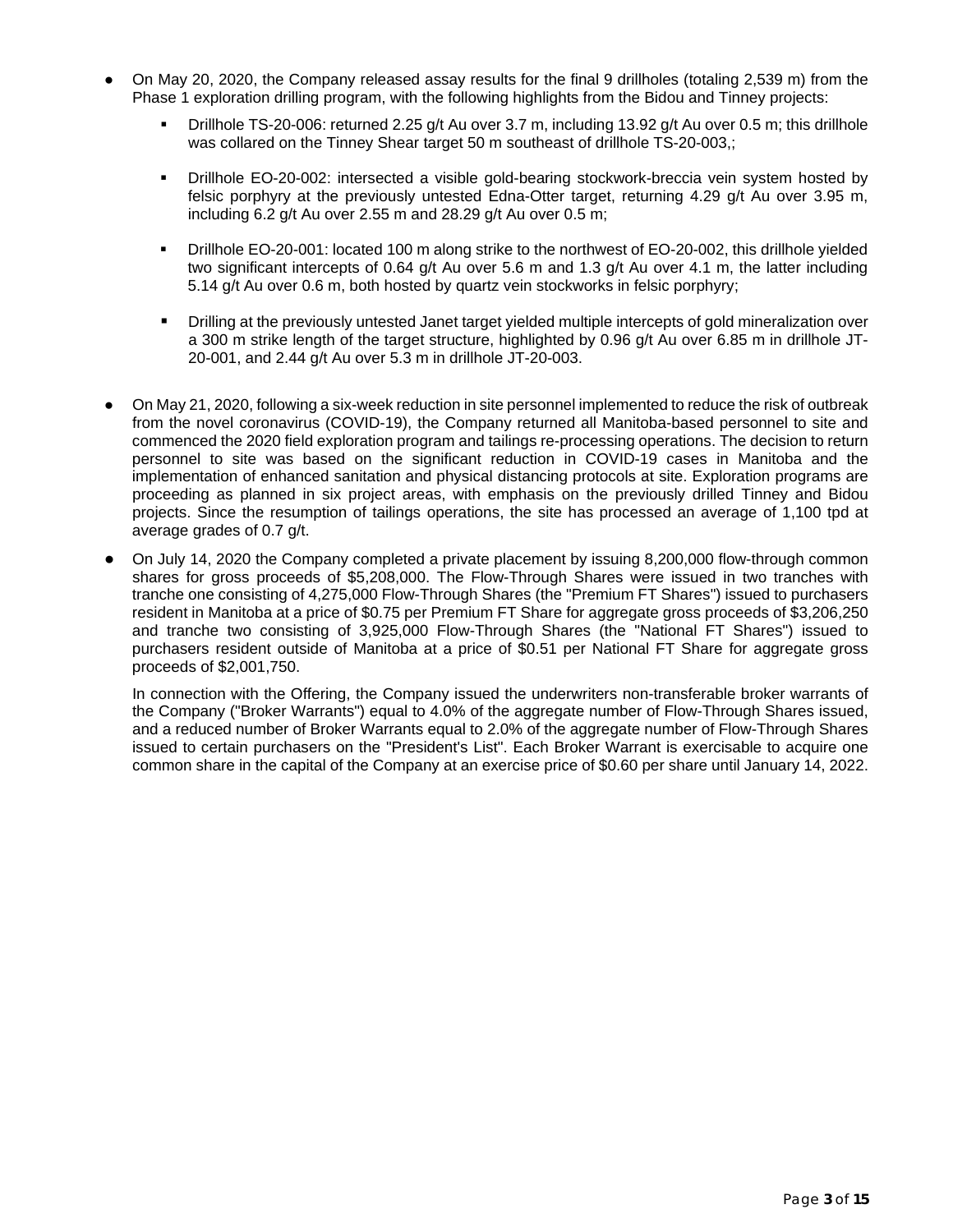- On May 20, 2020, the Company released assay results for the final 9 drillholes (totaling 2,539 m) from the Phase 1 exploration drilling program, with the following highlights from the Bidou and Tinney projects:
  - Drillhole TS-20-006: returned 2.25 g/t Au over 3.7 m, including 13.92 g/t Au over 0.5 m; this drillhole was collared on the Tinney Shear target 50 m southeast of drillhole TS-20-003,;
  - Drillhole EO-20-002: intersected a visible gold-bearing stockwork-breccia vein system hosted by felsic porphyry at the previously untested Edna-Otter target, returning 4.29 g/t Au over 3.95 m, including 6.2 g/t Au over 2.55 m and 28.29 g/t Au over 0.5 m;
  - Drillhole EO-20-001: located 100 m along strike to the northwest of EO-20-002, this drillhole yielded two significant intercepts of 0.64 g/t Au over 5.6 m and 1.3 g/t Au over 4.1 m, the latter including 5.14 g/t Au over 0.6 m, both hosted by quartz vein stockworks in felsic porphyry;
  - Drilling at the previously untested Janet target yielded multiple intercepts of gold mineralization over a 300 m strike length of the target structure, highlighted by 0.96 g/t Au over 6.85 m in drillhole JT-20-001, and 2.44 g/t Au over 5.3 m in drillhole JT-20-003.

- On May 21, 2020, following a six-week reduction in site personnel implemented to reduce the risk of outbreak from the novel coronavirus (COVID-19), the Company returned all Manitoba-based personnel to site and commenced the 2020 field exploration program and tailings re-processing operations. The decision to return personnel to site was based on the significant reduction in COVID-19 cases in Manitoba and the implementation of enhanced sanitation and physical distancing protocols at site. Exploration programs are proceeding as planned in six project areas, with emphasis on the previously drilled Tinney and Bidou projects. Since the resumption of tailings operations, the site has processed an average of 1,100 tpd at average grades of 0.7 g/t.

- On July 14, 2020 the Company completed a private placement by issuing 8,200,000 flow-through common shares for gross proceeds of $5,208,000. The Flow-Through Shares were issued in two tranches with tranche one consisting of 4,275,000 Flow-Through Shares (the "Premium FT Shares") issued to purchasers resident in Manitoba at a price of $0.75 per Premium FT Share for aggregate gross proceeds of $3,206,250 and tranche two consisting of 3,925,000 Flow-Through Shares (the "National FT Shares") issued to purchasers resident outside of Manitoba at a price of $0.51 per National FT Share for aggregate gross proceeds of $2,001,750.

  In connection with the Offering, the Company issued the underwriters non-transferable broker warrants of the Company ("Broker Warrants") equal to 4.0% of the aggregate number of Flow-Through Shares issued, and a reduced number of Broker Warrants equal to 2.0% of the aggregate number of Flow-Through Shares issued to certain purchasers on the "President's List". Each Broker Warrant is exercisable to acquire one common share in the capital of the Company at an exercise price of $0.60 per share until January 14, 2022.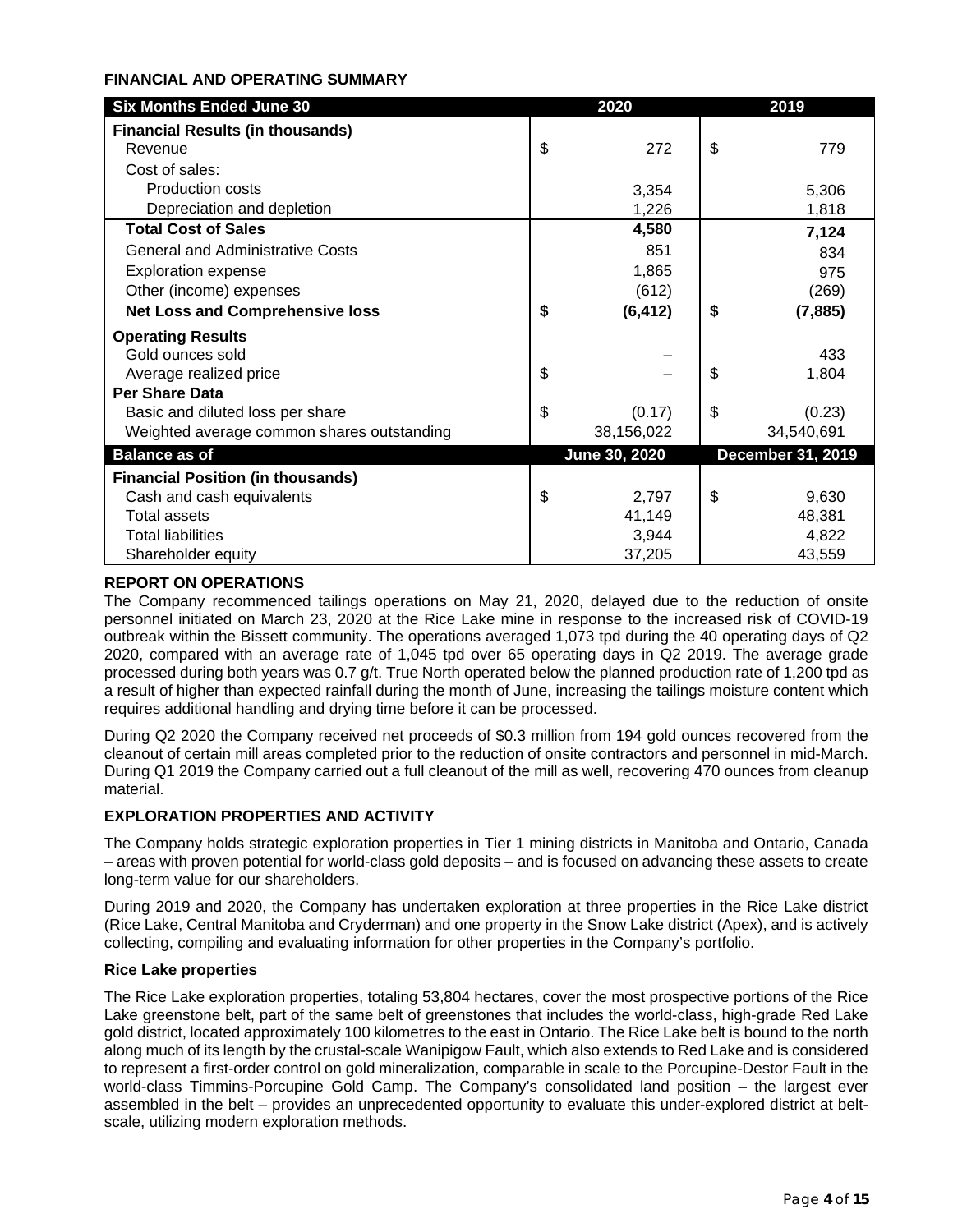## FINANCIAL AND OPERATING SUMMARY

| Six Months Ended June 30 | 2020 | 2019 |
|---|---|---|
| **Financial Results (in thousands)** | | |
| Revenue | $ 272 | $ 779 |
| Cost of sales: | | |
| Production costs | 3,354 | 5,306 |
| Depreciation and depletion | 1,226 | 1,818 |
| **Total Cost of Sales** | **4,580** | **7,124** |
| General and Administrative Costs | 851 | 834 |
| Exploration expense | 1,865 | 975 |
| Other (income) expenses | (612) | (269) |
| **Net Loss and Comprehensive loss** | **$ (6,412)** | **$ (7,885)** |
| **Operating Results** | | |
| Gold ounces sold | – | 433 |
| Average realized price | $ – | $ 1,804 |
| **Per Share Data** | | |
| Basic and diluted loss per share | $ (0.17) | $ (0.23) |
| Weighted average common shares outstanding | 38,156,022 | 34,540,691 |
| **Balance as of** | **June 30, 2020** | **December 31, 2019** |
| **Financial Position (in thousands)** | | |
| Cash and cash equivalents | $ 2,797 | $ 9,630 |
| Total assets | 41,149 | 48,381 |
| Total liabilities | 3,944 | 4,822 |
| Shareholder equity | 37,205 | 43,559 |

## REPORT ON OPERATIONS

The Company recommenced tailings operations on May 21, 2020, delayed due to the reduction of onsite personnel initiated on March 23, 2020 at the Rice Lake mine in response to the increased risk of COVID-19 outbreak within the Bissett community. The operations averaged 1,073 tpd during the 40 operating days of Q2 2020, compared with an average rate of 1,045 tpd over 65 operating days in Q2 2019. The average grade processed during both years was 0.7 g/t. True North operated below the planned production rate of 1,200 tpd as a result of higher than expected rainfall during the month of June, increasing the tailings moisture content which requires additional handling and drying time before it can be processed.

During Q2 2020 the Company received net proceeds of $0.3 million from 194 gold ounces recovered from the cleanout of certain mill areas completed prior to the reduction of onsite contractors and personnel in mid-March. During Q1 2019 the Company carried out a full cleanout of the mill as well, recovering 470 ounces from cleanup material.

## EXPLORATION PROPERTIES AND ACTIVITY

The Company holds strategic exploration properties in Tier 1 mining districts in Manitoba and Ontario, Canada – areas with proven potential for world-class gold deposits – and is focused on advancing these assets to create long-term value for our shareholders.

During 2019 and 2020, the Company has undertaken exploration at three properties in the Rice Lake district (Rice Lake, Central Manitoba and Cryderman) and one property in the Snow Lake district (Apex), and is actively collecting, compiling and evaluating information for other properties in the Company's portfolio.

### Rice Lake properties

The Rice Lake exploration properties, totaling 53,804 hectares, cover the most prospective portions of the Rice Lake greenstone belt, part of the same belt of greenstones that includes the world-class, high-grade Red Lake gold district, located approximately 100 kilometres to the east in Ontario. The Rice Lake belt is bound to the north along much of its length by the crustal-scale Wanipigow Fault, which also extends to Red Lake and is considered to represent a first-order control on gold mineralization, comparable in scale to the Porcupine-Destor Fault in the world-class Timmins-Porcupine Gold Camp. The Company's consolidated land position – the largest ever assembled in the belt – provides an unprecedented opportunity to evaluate this under-explored district at belt-scale, utilizing modern exploration methods.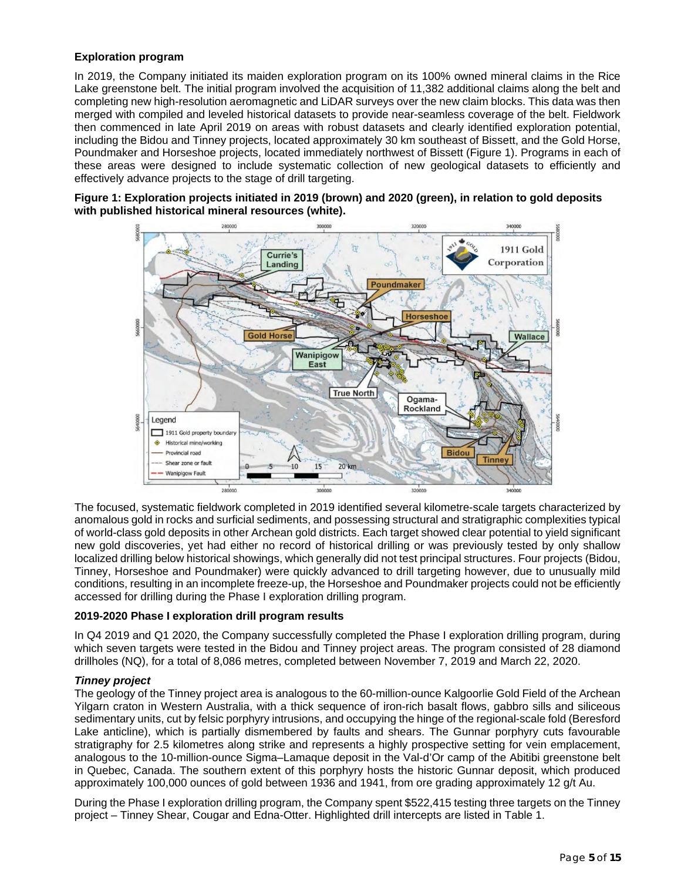**Exploration program**

In 2019, the Company initiated its maiden exploration program on its 100% owned mineral claims in the Rice Lake greenstone belt. The initial program involved the acquisition of 11,382 additional claims along the belt and completing new high-resolution aeromagnetic and LiDAR surveys over the new claim blocks. This data was then merged with compiled and leveled historical datasets to provide near-seamless coverage of the belt. Fieldwork then commenced in late April 2019 on areas with robust datasets and clearly identified exploration potential, including the Bidou and Tinney projects, located approximately 30 km southeast of Bissett, and the Gold Horse, Poundmaker and Horseshoe projects, located immediately northwest of Bissett (Figure 1). Programs in each of these areas were designed to include systematic collection of new geological datasets to efficiently and effectively advance projects to the stage of drill targeting.

**Figure 1: Exploration projects initiated in 2019 (brown) and 2020 (green), in relation to gold deposits with published historical mineral resources (white).**

The focused, systematic fieldwork completed in 2019 identified several kilometre-scale targets characterized by anomalous gold in rocks and surficial sediments, and possessing structural and stratigraphic complexities typical of world-class gold deposits in other Archean gold districts. Each target showed clear potential to yield significant new gold discoveries, yet had either no record of historical drilling or was previously tested by only shallow localized drilling below historical showings, which generally did not test principal structures. Four projects (Bidou, Tinney, Horseshoe and Poundmaker) were quickly advanced to drill targeting however, due to unusually mild conditions, resulting in an incomplete freeze-up, the Horseshoe and Poundmaker projects could not be efficiently accessed for drilling during the Phase I exploration drilling program.

**2019-2020 Phase I exploration drill program results**

In Q4 2019 and Q1 2020, the Company successfully completed the Phase I exploration drilling program, during which seven targets were tested in the Bidou and Tinney project areas. The program consisted of 28 diamond drillholes (NQ), for a total of 8,086 metres, completed between November 7, 2019 and March 22, 2020.

***Tinney project***

The geology of the Tinney project area is analogous to the 60-million-ounce Kalgoorlie Gold Field of the Archean Yilgarn craton in Western Australia, with a thick sequence of iron-rich basalt flows, gabbro sills and siliceous sedimentary units, cut by felsic porphyry intrusions, and occupying the hinge of the regional-scale fold (Beresford Lake anticline), which is partially dismembered by faults and shears. The Gunnar porphyry cuts favourable stratigraphy for 2.5 kilometres along strike and represents a highly prospective setting for vein emplacement, analogous to the 10-million-ounce Sigma–Lamaque deposit in the Val-d'Or camp of the Abitibi greenstone belt in Quebec, Canada. The southern extent of this porphyry hosts the historic Gunnar deposit, which produced approximately 100,000 ounces of gold between 1936 and 1941, from ore grading approximately 12 g/t Au.

During the Phase I exploration drilling program, the Company spent $522,415 testing three targets on the Tinney project – Tinney Shear, Cougar and Edna-Otter. Highlighted drill intercepts are listed in Table 1.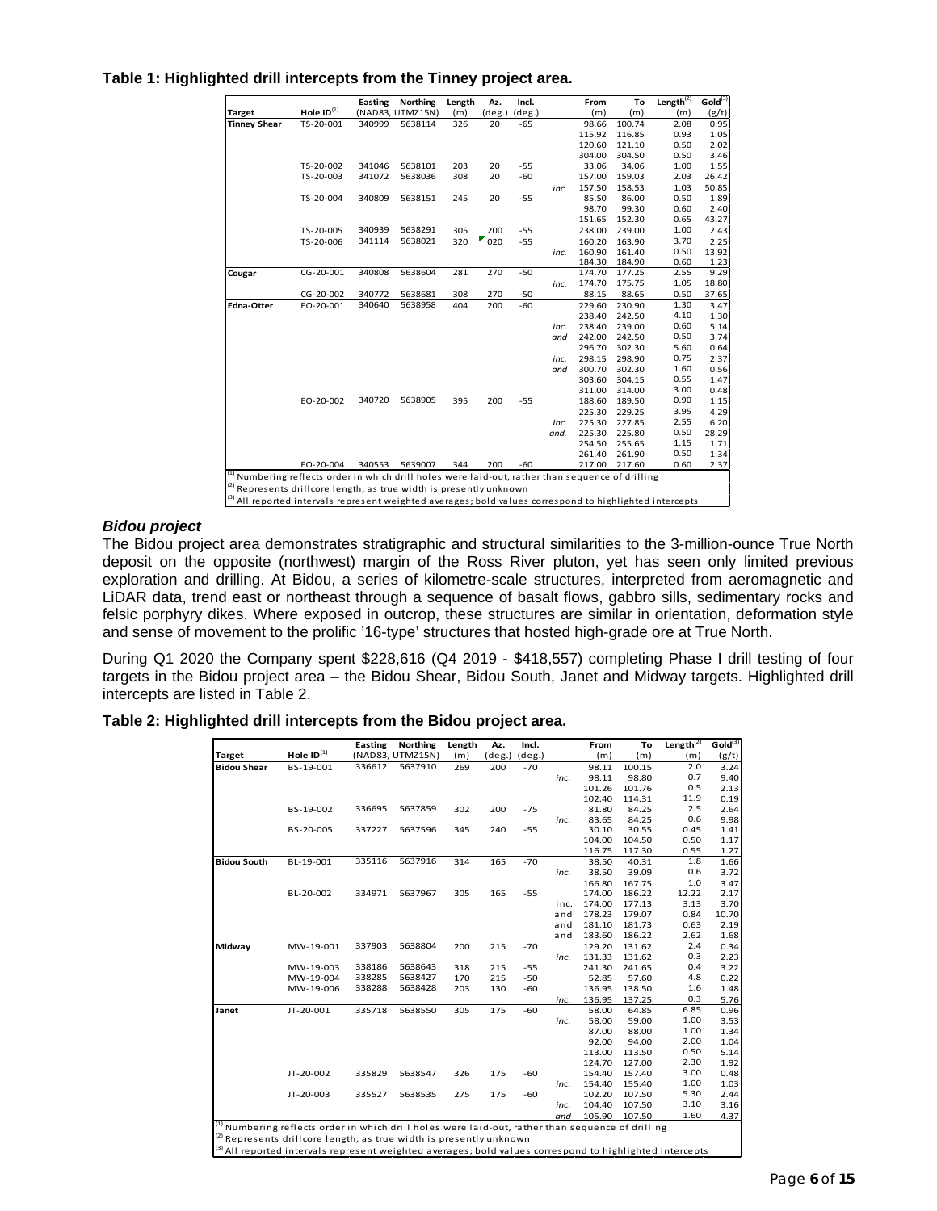**Table 1: Highlighted drill intercepts from the Tinney project area.**

| Target | Hole ID[1] | Easting | Northing | Length (m) | Az. (deg.) | Incl. (deg.) | | From (m) | To (m) | Length[2] (m) | Gold[3] (g/t) |
|---|---|---|---|---|---|---|---|---|---|---|---|
| | | (NAD83, UTMZ15N) | | | | | | | | | |
| **Tinney Shear** | TS-20-001 | 340999 | 5638114 | 326 | 20 | -65 | | 98.66 | 100.74 | 2.08 | 0.95 |
| | | | | | | | | 115.92 | 116.85 | 0.93 | 1.05 |
| | | | | | | | | 120.60 | 121.10 | 0.50 | 2.02 |
| | | | | | | | | 304.00 | 304.50 | 0.50 | 3.46 |
| | TS-20-002 | 341046 | 5638101 | 203 | 20 | -55 | | 33.06 | 34.06 | 1.00 | 1.55 |
| | TS-20-003 | 341072 | 5638036 | 308 | 20 | -60 | | 157.00 | 159.03 | 2.03 | 26.42 |
| | | | | | | | *inc.* | 157.50 | 158.53 | 1.03 | 50.85 |
| | TS-20-004 | 340809 | 5638151 | 245 | 20 | -55 | | 85.50 | 86.00 | 0.50 | 1.89 |
| | | | | | | | | 98.70 | 99.30 | 0.60 | 2.40 |
| | | | | | | | | 151.65 | 152.30 | 0.65 | 43.27 |
| | TS-20-005 | 340939 | 5638291 | 305 | 200 | -55 | | 238.00 | 239.00 | 1.00 | 2.43 |
| | TS-20-006 | 341114 | 5638021 | 320 | 020 | -55 | | 160.20 | 163.90 | 3.70 | 2.25 |
| | | | | | | | *inc.* | 160.90 | 161.40 | 0.50 | 13.92 |
| | | | | | | | | 184.30 | 184.90 | 0.60 | 1.23 |
| **Cougar** | CG-20-001 | 340808 | 5638604 | 281 | 270 | -50 | | 174.70 | 177.25 | 2.55 | 9.29 |
| | | | | | | | *inc.* | 174.70 | 175.75 | 1.05 | 18.80 |
| | CG-20-002 | 340772 | 5638681 | 308 | 270 | -50 | | 88.15 | 88.65 | 0.50 | 37.65 |
| **Edna-Otter** | EO-20-001 | 340640 | 5638958 | 404 | 200 | -60 | | 229.60 | 230.90 | 1.30 | 3.47 |
| | | | | | | | | 238.40 | 242.50 | 4.10 | 1.30 |
| | | | | | | | *inc.* | 238.40 | 239.00 | 0.60 | 5.14 |
| | | | | | | | *and* | 242.00 | 242.50 | 0.50 | 3.74 |
| | | | | | | | | 296.70 | 302.30 | 5.60 | 0.64 |
| | | | | | | | *inc.* | 298.15 | 298.90 | 0.75 | 2.37 |
| | | | | | | | *and* | 300.70 | 302.30 | 1.60 | 0.56 |
| | | | | | | | | 303.60 | 304.15 | 0.55 | 1.47 |
| | | | | | | | | 311.00 | 314.00 | 3.00 | 0.48 |
| | EO-20-002 | 340720 | 5638905 | 395 | 200 | -55 | | 188.60 | 189.50 | 0.90 | 1.15 |
| | | | | | | | | 225.30 | 229.25 | 3.95 | 4.29 |
| | | | | | | | *Inc.* | 225.30 | 227.85 | 2.55 | 6.20 |
| | | | | | | | *and.* | 225.30 | 225.80 | 0.50 | 28.29 |
| | | | | | | | | 254.50 | 255.65 | 1.15 | 1.71 |
| | | | | | | | | 261.40 | 261.90 | 0.50 | 1.34 |
| | EO-20-004 | 340553 | 5639007 | 344 | 200 | -60 | | 217.00 | 217.60 | 0.60 | 2.37 |

[1] Numbering reflects order in which drill holes were laid-out, rather than sequence of drilling
[2] Represents drillcore length, as true width is presently unknown
[3] All reported intervals represent weighted averages; bold values correspond to highlighted intercepts

### *Bidou project*

The Bidou project area demonstrates stratigraphic and structural similarities to the 3-million-ounce True North deposit on the opposite (northwest) margin of the Ross River pluton, yet has seen only limited previous exploration and drilling. At Bidou, a series of kilometre-scale structures, interpreted from aeromagnetic and LiDAR data, trend east or northeast through a sequence of basalt flows, gabbro sills, sedimentary rocks and felsic porphyry dikes. Where exposed in outcrop, these structures are similar in orientation, deformation style and sense of movement to the prolific '16-type' structures that hosted high-grade ore at True North.

During Q1 2020 the Company spent $228,616 (Q4 2019 - $418,557) completing Phase I drill testing of four targets in the Bidou project area – the Bidou Shear, Bidou South, Janet and Midway targets. Highlighted drill intercepts are listed in Table 2.

**Table 2: Highlighted drill intercepts from the Bidou project area.**

| Target | Hole ID[1] | Easting | Northing | Length (m) | Az. (deg.) | Incl. (deg.) | | From (m) | To (m) | Length[2] (m) | Gold[3] (g/t) |
|---|---|---|---|---|---|---|---|---|---|---|---|
| | | (NAD83, UTMZ15N) | | | | | | | | | |
| **Bidou Shear** | BS-19-001 | 336612 | 5637910 | 269 | 200 | -70 | | 98.11 | 100.15 | 2.0 | 3.24 |
| | | | | | | | *inc.* | 98.11 | 98.80 | 0.7 | 9.40 |
| | | | | | | | | 101.26 | 101.76 | 0.5 | 2.13 |
| | | | | | | | | 102.40 | 114.31 | 11.9 | 0.19 |
| | BS-19-002 | 336695 | 5637859 | 302 | 200 | -75 | | 81.80 | 84.25 | 2.5 | 2.64 |
| | | | | | | | *inc.* | 83.65 | 84.25 | 0.6 | 9.98 |
| | BS-20-005 | 337227 | 5637596 | 345 | 240 | -55 | | 30.10 | 30.55 | 0.45 | 1.41 |
| | | | | | | | | 104.00 | 104.50 | 0.50 | 1.17 |
| | | | | | | | | 116.75 | 117.30 | 0.55 | 1.27 |
| **Bidou South** | BL-19-001 | 335116 | 5637916 | 314 | 165 | -70 | | 38.50 | 40.31 | 1.8 | 1.66 |
| | | | | | | | *inc.* | 38.50 | 39.09 | 0.6 | 3.72 |
| | | | | | | | | 166.80 | 167.75 | 1.0 | 3.47 |
| | BL-20-002 | 334971 | 5637967 | 305 | 165 | -55 | | 174.00 | 186.22 | 12.22 | 2.17 |
| | | | | | | | inc. | 174.00 | 177.13 | 3.13 | 3.70 |
| | | | | | | | and | 178.23 | 179.07 | 0.84 | 10.70 |
| | | | | | | | and | 181.10 | 181.73 | 0.63 | 2.19 |
| | | | | | | | and | 183.60 | 186.22 | 2.62 | 1.68 |
| **Midway** | MW-19-001 | 337903 | 5638804 | 200 | 215 | -70 | | 129.20 | 131.62 | 2.4 | 0.34 |
| | | | | | | | *inc.* | 131.33 | 131.62 | 0.3 | 2.23 |
| | MW-19-003 | 338186 | 5638643 | 318 | 215 | -55 | | 241.30 | 241.65 | 0.4 | 3.22 |
| | MW-19-004 | 338285 | 5638427 | 170 | 215 | -50 | | 52.85 | 57.60 | 4.8 | 0.22 |
| | MW-19-006 | 338288 | 5638428 | 203 | 130 | -60 | | 136.95 | 138.50 | 1.6 | 1.48 |
| | | | | | | | *inc.* | 136.95 | 137.25 | 0.3 | 5.76 |
| **Janet** | JT-20-001 | 335718 | 5638550 | 305 | 175 | -60 | | 58.00 | 64.85 | 6.85 | 0.96 |
| | | | | | | | *inc.* | 58.00 | 59.00 | 1.00 | 3.53 |
| | | | | | | | | 87.00 | 88.00 | 1.00 | 1.34 |
| | | | | | | | | 92.00 | 94.00 | 2.00 | 1.04 |
| | | | | | | | | 113.00 | 113.50 | 0.50 | 5.14 |
| | | | | | | | | 124.70 | 127.00 | 2.30 | 1.92 |
| | JT-20-002 | 335829 | 5638547 | 326 | 175 | -60 | | 154.40 | 157.40 | 3.00 | 0.48 |
| | | | | | | | *inc.* | 154.40 | 155.40 | 1.00 | 1.03 |
| | JT-20-003 | 335527 | 5638535 | 275 | 175 | -60 | | 102.20 | 107.50 | 5.30 | 2.44 |
| | | | | | | | *inc.* | 104.40 | 107.50 | 3.10 | 3.16 |
| | | | | | | | *and* | 105.90 | 107.50 | 1.60 | 4.37 |

[1] Numbering reflects order in which drill holes were laid-out, rather than sequence of drilling
[2] Represents drillcore length, as true width is presently unknown
[3] All reported intervals represent weighted averages; bold values correspond to highlighted intercepts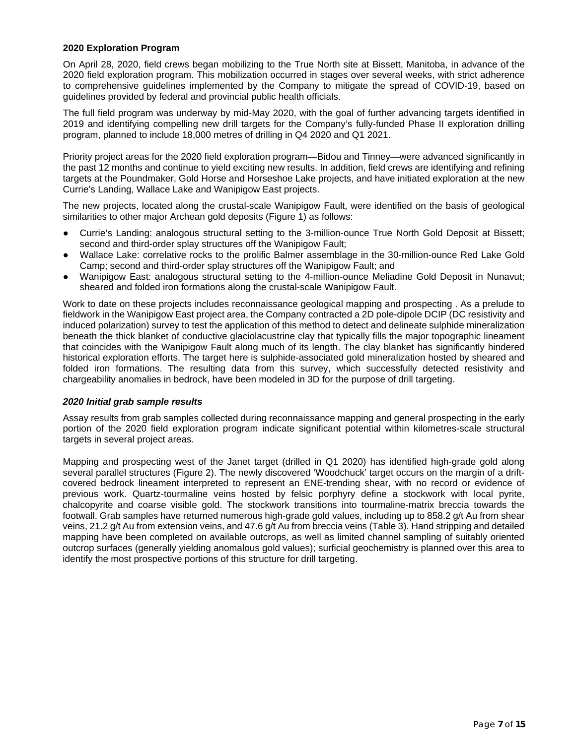### 2020 Exploration Program

On April 28, 2020, field crews began mobilizing to the True North site at Bissett, Manitoba, in advance of the 2020 field exploration program. This mobilization occurred in stages over several weeks, with strict adherence to comprehensive guidelines implemented by the Company to mitigate the spread of COVID-19, based on guidelines provided by federal and provincial public health officials.

The full field program was underway by mid-May 2020, with the goal of further advancing targets identified in 2019 and identifying compelling new drill targets for the Company's fully-funded Phase II exploration drilling program, planned to include 18,000 metres of drilling in Q4 2020 and Q1 2021.

Priority project areas for the 2020 field exploration program—Bidou and Tinney—were advanced significantly in the past 12 months and continue to yield exciting new results. In addition, field crews are identifying and refining targets at the Poundmaker, Gold Horse and Horseshoe Lake projects, and have initiated exploration at the new Currie's Landing, Wallace Lake and Wanipigow East projects.

The new projects, located along the crustal-scale Wanipigow Fault, were identified on the basis of geological similarities to other major Archean gold deposits (Figure 1) as follows:

- Currie's Landing: analogous structural setting to the 3-million-ounce True North Gold Deposit at Bissett; second and third-order splay structures off the Wanipigow Fault;
- Wallace Lake: correlative rocks to the prolific Balmer assemblage in the 30-million-ounce Red Lake Gold Camp; second and third-order splay structures off the Wanipigow Fault; and
- Wanipigow East: analogous structural setting to the 4-million-ounce Meliadine Gold Deposit in Nunavut; sheared and folded iron formations along the crustal-scale Wanipigow Fault.

Work to date on these projects includes reconnaissance geological mapping and prospecting . As a prelude to fieldwork in the Wanipigow East project area, the Company contracted a 2D pole-dipole DCIP (DC resistivity and induced polarization) survey to test the application of this method to detect and delineate sulphide mineralization beneath the thick blanket of conductive glaciolacustrine clay that typically fills the major topographic lineament that coincides with the Wanipigow Fault along much of its length. The clay blanket has significantly hindered historical exploration efforts. The target here is sulphide-associated gold mineralization hosted by sheared and folded iron formations. The resulting data from this survey, which successfully detected resistivity and chargeability anomalies in bedrock, have been modeled in 3D for the purpose of drill targeting.

#### *2020 Initial grab sample results*

Assay results from grab samples collected during reconnaissance mapping and general prospecting in the early portion of the 2020 field exploration program indicate significant potential within kilometres-scale structural targets in several project areas.

Mapping and prospecting west of the Janet target (drilled in Q1 2020) has identified high-grade gold along several parallel structures (Figure 2). The newly discovered 'Woodchuck' target occurs on the margin of a drift-covered bedrock lineament interpreted to represent an ENE-trending shear, with no record or evidence of previous work. Quartz-tourmaline veins hosted by felsic porphyry define a stockwork with local pyrite, chalcopyrite and coarse visible gold. The stockwork transitions into tourmaline-matrix breccia towards the footwall. Grab samples have returned numerous high-grade gold values, including up to 858.2 g/t Au from shear veins, 21.2 g/t Au from extension veins, and 47.6 g/t Au from breccia veins (Table 3). Hand stripping and detailed mapping have been completed on available outcrops, as well as limited channel sampling of suitably oriented outcrop surfaces (generally yielding anomalous gold values); surficial geochemistry is planned over this area to identify the most prospective portions of this structure for drill targeting.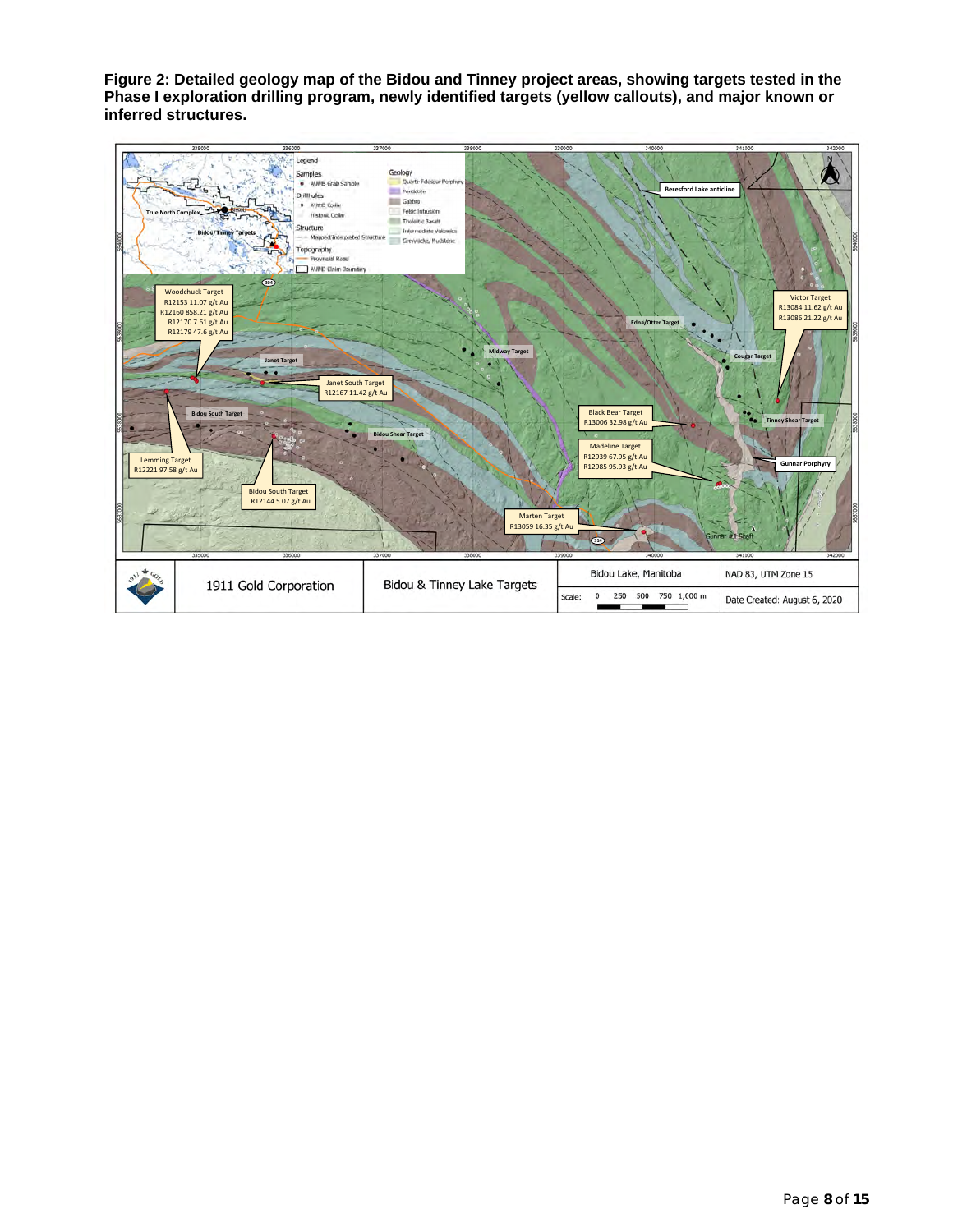**Figure 2: Detailed geology map of the Bidou and Tinney project areas, showing targets tested in the Phase I exploration drilling program, newly identified targets (yellow callouts), and major known or inferred structures.**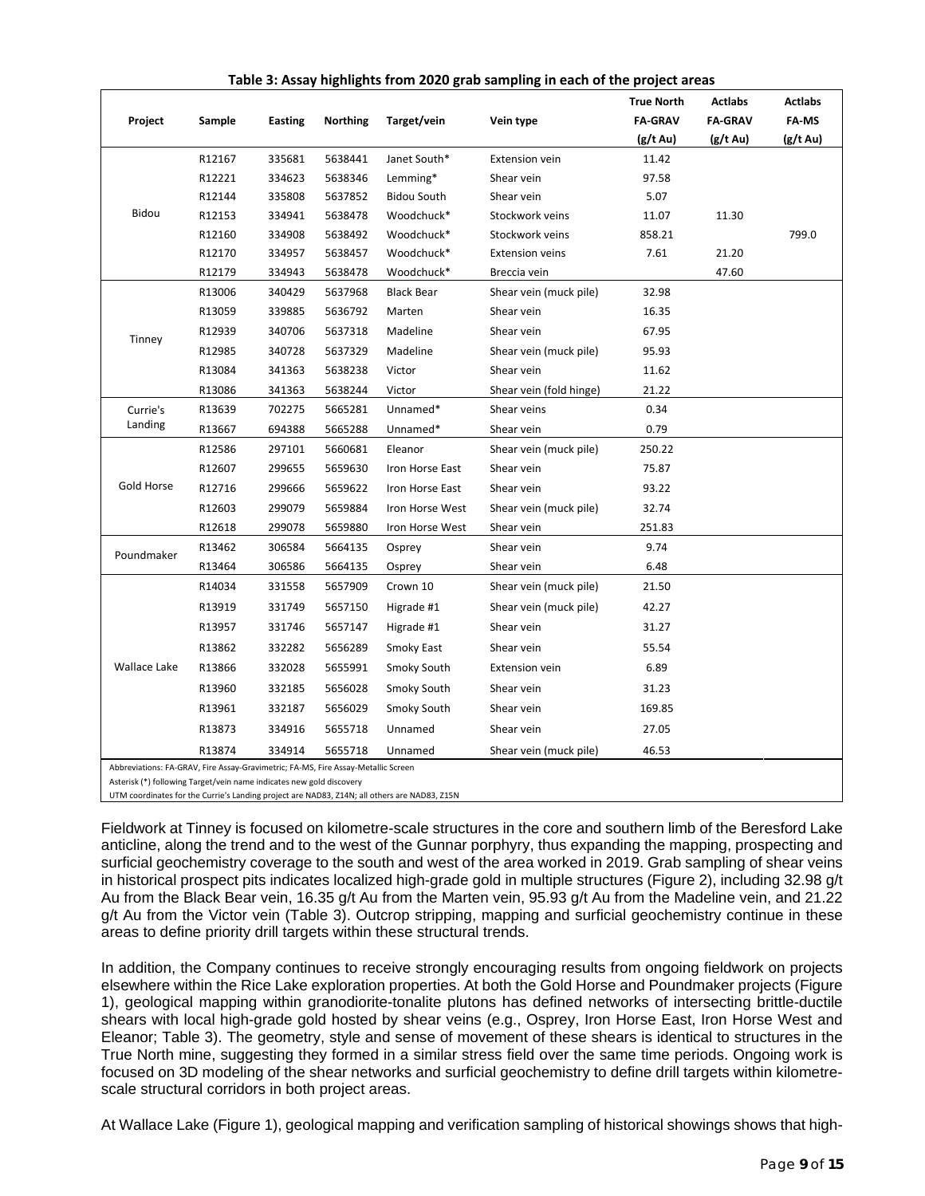**Table 3: Assay highlights from 2020 grab sampling in each of the project areas**

| Project | Sample | Easting | Northing | Target/vein | Vein type | True North FA-GRAV (g/t Au) | Actlabs FA-GRAV (g/t Au) | Actlabs FA-MS (g/t Au) |
|---|---|---|---|---|---|---|---|---|
| Bidou | R12167 | 335681 | 5638441 | Janet South* | Extension vein | 11.42 | | |
| | R12221 | 334623 | 5638346 | Lemming* | Shear vein | 97.58 | | |
| | R12144 | 335808 | 5637852 | Bidou South | Shear vein | 5.07 | | |
| | R12153 | 334941 | 5638478 | Woodchuck* | Stockwork veins | 11.07 | 11.30 | |
| | R12160 | 334908 | 5638492 | Woodchuck* | Stockwork veins | 858.21 | | 799.0 |
| | R12170 | 334957 | 5638457 | Woodchuck* | Extension veins | 7.61 | 21.20 | |
| | R12179 | 334943 | 5638478 | Woodchuck* | Breccia vein | | 47.60 | |
| Tinney | R13006 | 340429 | 5637968 | Black Bear | Shear vein (muck pile) | 32.98 | | |
| | R13059 | 339885 | 5636792 | Marten | Shear vein | 16.35 | | |
| | R12939 | 340706 | 5637318 | Madeline | Shear vein | 67.95 | | |
| | R12985 | 340728 | 5637329 | Madeline | Shear vein (muck pile) | 95.93 | | |
| | R13084 | 341363 | 5638238 | Victor | Shear vein | 11.62 | | |
| | R13086 | 341363 | 5638244 | Victor | Shear vein (fold hinge) | 21.22 | | |
| Currie's Landing | R13639 | 702275 | 5665281 | Unnamed* | Shear veins | 0.34 | | |
| | R13667 | 694388 | 5665288 | Unnamed* | Shear vein | 0.79 | | |
| Gold Horse | R12586 | 297101 | 5660681 | Eleanor | Shear vein (muck pile) | 250.22 | | |
| | R12607 | 299655 | 5659630 | Iron Horse East | Shear vein | 75.87 | | |
| | R12716 | 299666 | 5659622 | Iron Horse East | Shear vein | 93.22 | | |
| | R12603 | 299079 | 5659884 | Iron Horse West | Shear vein (muck pile) | 32.74 | | |
| | R12618 | 299078 | 5659880 | Iron Horse West | Shear vein | 251.83 | | |
| Poundmaker | R13462 | 306584 | 5664135 | Osprey | Shear vein | 9.74 | | |
| | R13464 | 306586 | 5664135 | Osprey | Shear vein | 6.48 | | |
| Wallace Lake | R14034 | 331558 | 5657909 | Crown 10 | Shear vein (muck pile) | 21.50 | | |
| | R13919 | 331749 | 5657150 | Higrade #1 | Shear vein (muck pile) | 42.27 | | |
| | R13957 | 331746 | 5657147 | Higrade #1 | Shear vein | 31.27 | | |
| | R13862 | 332282 | 5656289 | Smoky East | Shear vein | 55.54 | | |
| | R13866 | 332028 | 5655991 | Smoky South | Extension vein | 6.89 | | |
| | R13960 | 332185 | 5656028 | Smoky South | Shear vein | 31.23 | | |
| | R13961 | 332187 | 5656029 | Smoky South | Shear vein | 169.85 | | |
| | R13873 | 334916 | 5655718 | Unnamed | Shear vein | 27.05 | | |
| | R13874 | 334914 | 5655718 | Unnamed | Shear vein (muck pile) | 46.53 | | |

Abbreviations: FA-GRAV, Fire Assay-Gravimetric; FA-MS, Fire Assay-Metallic Screen
Asterisk (*) following Target/vein name indicates new gold discovery
UTM coordinates for the Currie's Landing project are NAD83, Z14N; all others are NAD83, Z15N

Fieldwork at Tinney is focused on kilometre-scale structures in the core and southern limb of the Beresford Lake anticline, along the trend and to the west of the Gunnar porphyry, thus expanding the mapping, prospecting and surficial geochemistry coverage to the south and west of the area worked in 2019. Grab sampling of shear veins in historical prospect pits indicates localized high-grade gold in multiple structures (Figure 2), including 32.98 g/t Au from the Black Bear vein, 16.35 g/t Au from the Marten vein, 95.93 g/t Au from the Madeline vein, and 21.22 g/t Au from the Victor vein (Table 3). Outcrop stripping, mapping and surficial geochemistry continue in these areas to define priority drill targets within these structural trends.

In addition, the Company continues to receive strongly encouraging results from ongoing fieldwork on projects elsewhere within the Rice Lake exploration properties. At both the Gold Horse and Poundmaker projects (Figure 1), geological mapping within granodiorite-tonalite plutons has defined networks of intersecting brittle-ductile shears with local high-grade gold hosted by shear veins (e.g., Osprey, Iron Horse East, Iron Horse West and Eleanor; Table 3). The geometry, style and sense of movement of these shears is identical to structures in the True North mine, suggesting they formed in a similar stress field over the same time periods. Ongoing work is focused on 3D modeling of the shear networks and surficial geochemistry to define drill targets within kilometre-scale structural corridors in both project areas.

At Wallace Lake (Figure 1), geological mapping and verification sampling of historical showings shows that high-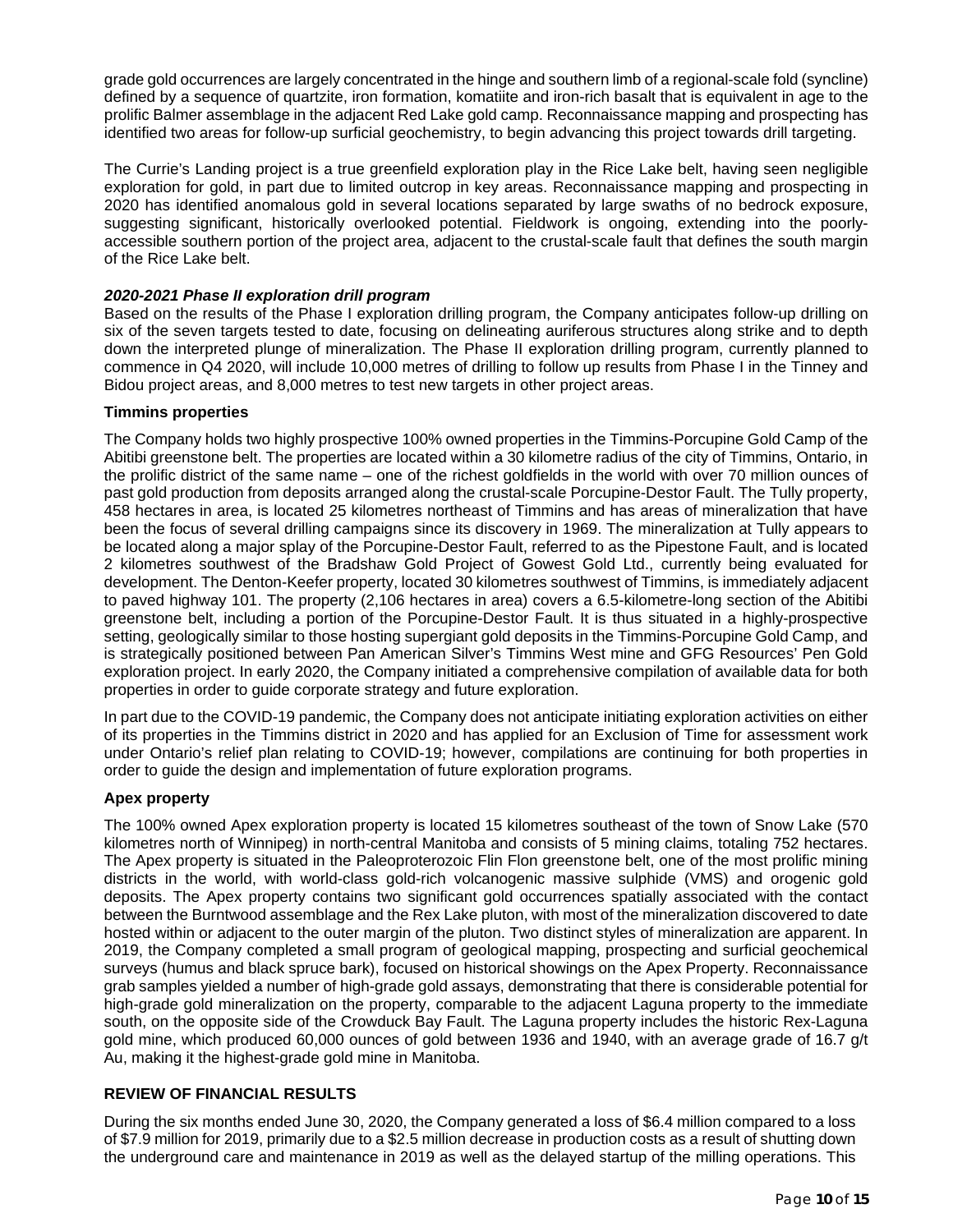grade gold occurrences are largely concentrated in the hinge and southern limb of a regional-scale fold (syncline) defined by a sequence of quartzite, iron formation, komatiite and iron-rich basalt that is equivalent in age to the prolific Balmer assemblage in the adjacent Red Lake gold camp. Reconnaissance mapping and prospecting has identified two areas for follow-up surficial geochemistry, to begin advancing this project towards drill targeting.

The Currie's Landing project is a true greenfield exploration play in the Rice Lake belt, having seen negligible exploration for gold, in part due to limited outcrop in key areas. Reconnaissance mapping and prospecting in 2020 has identified anomalous gold in several locations separated by large swaths of no bedrock exposure, suggesting significant, historically overlooked potential. Fieldwork is ongoing, extending into the poorly-accessible southern portion of the project area, adjacent to the crustal-scale fault that defines the south margin of the Rice Lake belt.

***2020-2021 Phase II exploration drill program***

Based on the results of the Phase I exploration drilling program, the Company anticipates follow-up drilling on six of the seven targets tested to date, focusing on delineating auriferous structures along strike and to depth down the interpreted plunge of mineralization. The Phase II exploration drilling program, currently planned to commence in Q4 2020, will include 10,000 metres of drilling to follow up results from Phase I in the Tinney and Bidou project areas, and 8,000 metres to test new targets in other project areas.

**Timmins properties**

The Company holds two highly prospective 100% owned properties in the Timmins-Porcupine Gold Camp of the Abitibi greenstone belt. The properties are located within a 30 kilometre radius of the city of Timmins, Ontario, in the prolific district of the same name – one of the richest goldfields in the world with over 70 million ounces of past gold production from deposits arranged along the crustal-scale Porcupine-Destor Fault. The Tully property, 458 hectares in area, is located 25 kilometres northeast of Timmins and has areas of mineralization that have been the focus of several drilling campaigns since its discovery in 1969. The mineralization at Tully appears to be located along a major splay of the Porcupine-Destor Fault, referred to as the Pipestone Fault, and is located 2 kilometres southwest of the Bradshaw Gold Project of Gowest Gold Ltd., currently being evaluated for development. The Denton-Keefer property, located 30 kilometres southwest of Timmins, is immediately adjacent to paved highway 101. The property (2,106 hectares in area) covers a 6.5-kilometre-long section of the Abitibi greenstone belt, including a portion of the Porcupine-Destor Fault. It is thus situated in a highly-prospective setting, geologically similar to those hosting supergiant gold deposits in the Timmins-Porcupine Gold Camp, and is strategically positioned between Pan American Silver's Timmins West mine and GFG Resources' Pen Gold exploration project. In early 2020, the Company initiated a comprehensive compilation of available data for both properties in order to guide corporate strategy and future exploration.

In part due to the COVID-19 pandemic, the Company does not anticipate initiating exploration activities on either of its properties in the Timmins district in 2020 and has applied for an Exclusion of Time for assessment work under Ontario's relief plan relating to COVID-19; however, compilations are continuing for both properties in order to guide the design and implementation of future exploration programs.

**Apex property**

The 100% owned Apex exploration property is located 15 kilometres southeast of the town of Snow Lake (570 kilometres north of Winnipeg) in north-central Manitoba and consists of 5 mining claims, totaling 752 hectares. The Apex property is situated in the Paleoproterozoic Flin Flon greenstone belt, one of the most prolific mining districts in the world, with world-class gold-rich volcanogenic massive sulphide (VMS) and orogenic gold deposits. The Apex property contains two significant gold occurrences spatially associated with the contact between the Burntwood assemblage and the Rex Lake pluton, with most of the mineralization discovered to date hosted within or adjacent to the outer margin of the pluton. Two distinct styles of mineralization are apparent. In 2019, the Company completed a small program of geological mapping, prospecting and surficial geochemical surveys (humus and black spruce bark), focused on historical showings on the Apex Property. Reconnaissance grab samples yielded a number of high-grade gold assays, demonstrating that there is considerable potential for high-grade gold mineralization on the property, comparable to the adjacent Laguna property to the immediate south, on the opposite side of the Crowduck Bay Fault. The Laguna property includes the historic Rex-Laguna gold mine, which produced 60,000 ounces of gold between 1936 and 1940, with an average grade of 16.7 g/t Au, making it the highest-grade gold mine in Manitoba.

## REVIEW OF FINANCIAL RESULTS

During the six months ended June 30, 2020, the Company generated a loss of $6.4 million compared to a loss of $7.9 million for 2019, primarily due to a $2.5 million decrease in production costs as a result of shutting down the underground care and maintenance in 2019 as well as the delayed startup of the milling operations. This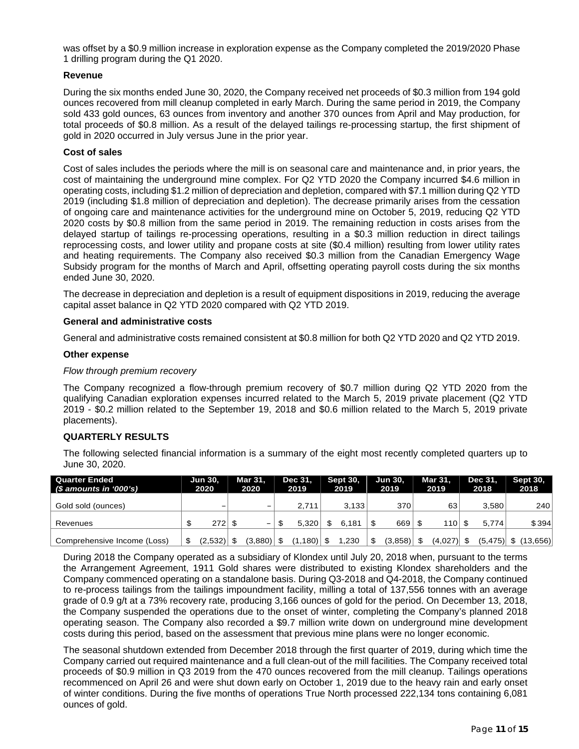was offset by a $0.9 million increase in exploration expense as the Company completed the 2019/2020 Phase 1 drilling program during the Q1 2020.

**Revenue**

During the six months ended June 30, 2020, the Company received net proceeds of $0.3 million from 194 gold ounces recovered from mill cleanup completed in early March. During the same period in 2019, the Company sold 433 gold ounces, 63 ounces from inventory and another 370 ounces from April and May production, for total proceeds of $0.8 million. As a result of the delayed tailings re-processing startup, the first shipment of gold in 2020 occurred in July versus June in the prior year.

**Cost of sales**

Cost of sales includes the periods where the mill is on seasonal care and maintenance and, in prior years, the cost of maintaining the underground mine complex. For Q2 YTD 2020 the Company incurred $4.6 million in operating costs, including $1.2 million of depreciation and depletion, compared with $7.1 million during Q2 YTD 2019 (including $1.8 million of depreciation and depletion). The decrease primarily arises from the cessation of ongoing care and maintenance activities for the underground mine on October 5, 2019, reducing Q2 YTD 2020 costs by $0.8 million from the same period in 2019. The remaining reduction in costs arises from the delayed startup of tailings re-processing operations, resulting in a $0.3 million reduction in direct tailings reprocessing costs, and lower utility and propane costs at site ($0.4 million) resulting from lower utility rates and heating requirements. The Company also received $0.3 million from the Canadian Emergency Wage Subsidy program for the months of March and April, offsetting operating payroll costs during the six months ended June 30, 2020.

The decrease in depreciation and depletion is a result of equipment dispositions in 2019, reducing the average capital asset balance in Q2 YTD 2020 compared with Q2 YTD 2019.

**General and administrative costs**

General and administrative costs remained consistent at $0.8 million for both Q2 YTD 2020 and Q2 YTD 2019.

**Other expense**

*Flow through premium recovery*

The Company recognized a flow-through premium recovery of $0.7 million during Q2 YTD 2020 from the qualifying Canadian exploration expenses incurred related to the March 5, 2019 private placement (Q2 YTD 2019 - $0.2 million related to the September 19, 2018 and $0.6 million related to the March 5, 2019 private placements).

**QUARTERLY RESULTS**

The following selected financial information is a summary of the eight most recently completed quarters up to June 30, 2020.

| Quarter Ended<br>*($ amounts in '000's)* | Jun 30, 2020 | Mar 31, 2020 | Dec 31, 2019 | Sept 30, 2019 | Jun 30, 2019 | Mar 31, 2019 | Dec 31, 2018 | Sept 30, 2018 |
|---|---|---|---|---|---|---|---|---|
| Gold sold (ounces) | – | – | 2,711 | 3,133 | 370 | 63 | 3,580 | 240 |
| Revenues | $ 272 | $ – | $ 5,320 | $ 6,181 | $ 669 | $ 110 | $ 5,774 | $ 394 |
| Comprehensive Income (Loss) | $ (2,532) | $ (3,880) | $ (1,180) | $ 1,230 | $ (3,858) | $ (4,027) | $ (5,475) | $ (13,656) |

During 2018 the Company operated as a subsidiary of Klondex until July 20, 2018 when, pursuant to the terms the Arrangement Agreement, 1911 Gold shares were distributed to existing Klondex shareholders and the Company commenced operating on a standalone basis. During Q3-2018 and Q4-2018, the Company continued to re-process tailings from the tailings impoundment facility, milling a total of 137,556 tonnes with an average grade of 0.9 g/t at a 73% recovery rate, producing 3,166 ounces of gold for the period. On December 13, 2018, the Company suspended the operations due to the onset of winter, completing the Company's planned 2018 operating season. The Company also recorded a $9.7 million write down on underground mine development costs during this period, based on the assessment that previous mine plans were no longer economic.

The seasonal shutdown extended from December 2018 through the first quarter of 2019, during which time the Company carried out required maintenance and a full clean-out of the mill facilities. The Company received total proceeds of $0.9 million in Q3 2019 from the 470 ounces recovered from the mill cleanup. Tailings operations recommenced on April 26 and were shut down early on October 1, 2019 due to the heavy rain and early onset of winter conditions. During the five months of operations True North processed 222,134 tons containing 6,081 ounces of gold.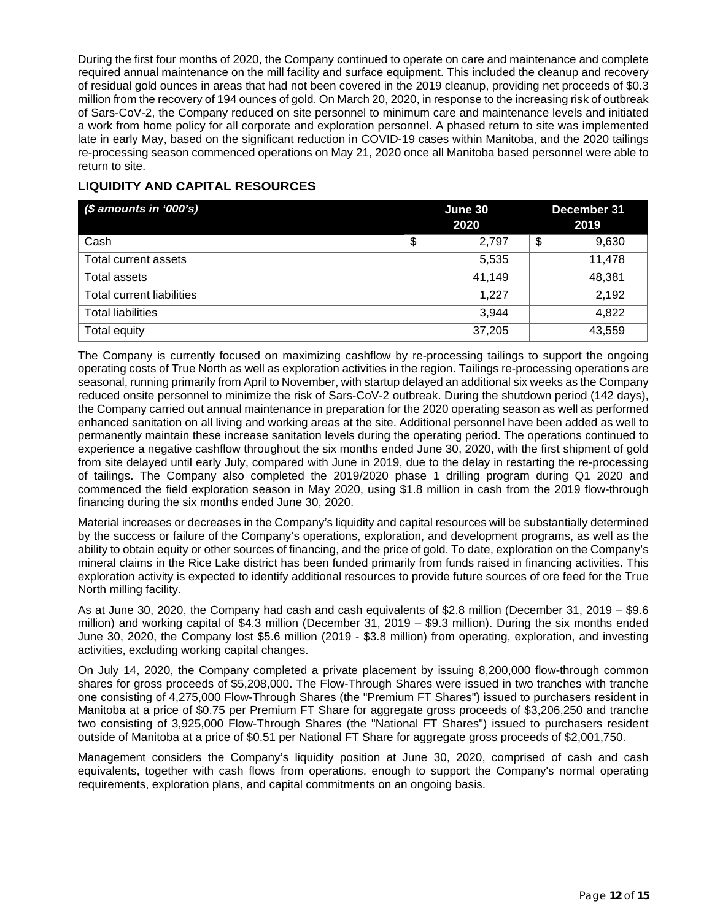During the first four months of 2020, the Company continued to operate on care and maintenance and complete required annual maintenance on the mill facility and surface equipment. This included the cleanup and recovery of residual gold ounces in areas that had not been covered in the 2019 cleanup, providing net proceeds of $0.3 million from the recovery of 194 ounces of gold. On March 20, 2020, in response to the increasing risk of outbreak of Sars-CoV-2, the Company reduced on site personnel to minimum care and maintenance levels and initiated a work from home policy for all corporate and exploration personnel. A phased return to site was implemented late in early May, based on the significant reduction in COVID-19 cases within Manitoba, and the 2020 tailings re-processing season commenced operations on May 21, 2020 once all Manitoba based personnel were able to return to site.

## LIQUIDITY AND CAPITAL RESOURCES

| *($ amounts in '000's)* | June 30 2020 | December 31 2019 |
|---|---|---|
| Cash | $ 2,797 | $ 9,630 |
| Total current assets | 5,535 | 11,478 |
| Total assets | 41,149 | 48,381 |
| Total current liabilities | 1,227 | 2,192 |
| Total liabilities | 3,944 | 4,822 |
| Total equity | 37,205 | 43,559 |

The Company is currently focused on maximizing cashflow by re-processing tailings to support the ongoing operating costs of True North as well as exploration activities in the region. Tailings re-processing operations are seasonal, running primarily from April to November, with startup delayed an additional six weeks as the Company reduced onsite personnel to minimize the risk of Sars-CoV-2 outbreak. During the shutdown period (142 days), the Company carried out annual maintenance in preparation for the 2020 operating season as well as performed enhanced sanitation on all living and working areas at the site. Additional personnel have been added as well to permanently maintain these increase sanitation levels during the operating period. The operations continued to experience a negative cashflow throughout the six months ended June 30, 2020, with the first shipment of gold from site delayed until early July, compared with June in 2019, due to the delay in restarting the re-processing of tailings. The Company also completed the 2019/2020 phase 1 drilling program during Q1 2020 and commenced the field exploration season in May 2020, using $1.8 million in cash from the 2019 flow-through financing during the six months ended June 30, 2020.

Material increases or decreases in the Company's liquidity and capital resources will be substantially determined by the success or failure of the Company's operations, exploration, and development programs, as well as the ability to obtain equity or other sources of financing, and the price of gold. To date, exploration on the Company's mineral claims in the Rice Lake district has been funded primarily from funds raised in financing activities. This exploration activity is expected to identify additional resources to provide future sources of ore feed for the True North milling facility.

As at June 30, 2020, the Company had cash and cash equivalents of $2.8 million (December 31, 2019 – $9.6 million) and working capital of $4.3 million (December 31, 2019 – $9.3 million). During the six months ended June 30, 2020, the Company lost $5.6 million (2019 - $3.8 million) from operating, exploration, and investing activities, excluding working capital changes.

On July 14, 2020, the Company completed a private placement by issuing 8,200,000 flow-through common shares for gross proceeds of $5,208,000. The Flow-Through Shares were issued in two tranches with tranche one consisting of 4,275,000 Flow-Through Shares (the "Premium FT Shares") issued to purchasers resident in Manitoba at a price of $0.75 per Premium FT Share for aggregate gross proceeds of $3,206,250 and tranche two consisting of 3,925,000 Flow-Through Shares (the "National FT Shares") issued to purchasers resident outside of Manitoba at a price of $0.51 per National FT Share for aggregate gross proceeds of $2,001,750.

Management considers the Company's liquidity position at June 30, 2020, comprised of cash and cash equivalents, together with cash flows from operations, enough to support the Company's normal operating requirements, exploration plans, and capital commitments on an ongoing basis.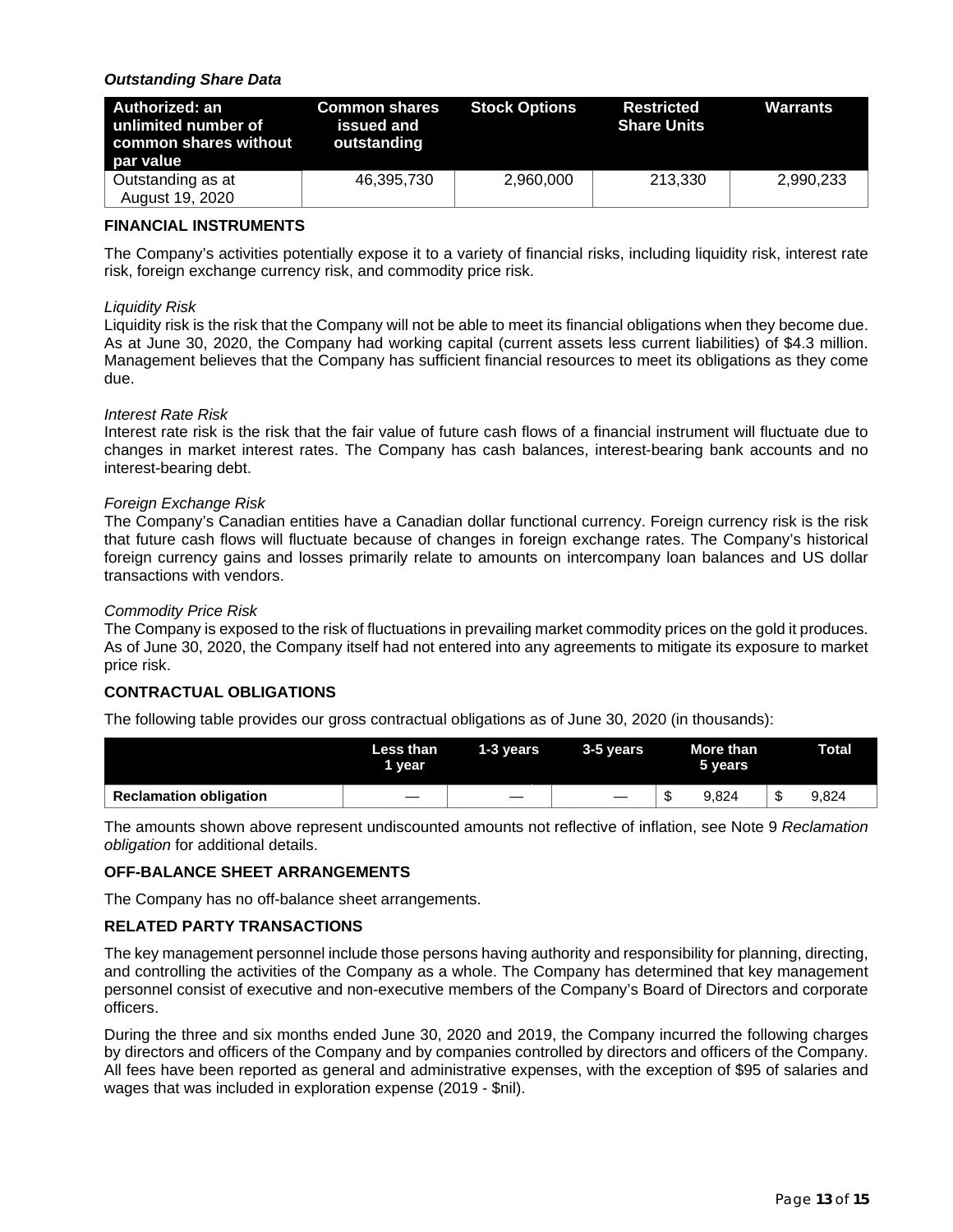***Outstanding Share Data***

| Authorized: an unlimited number of common shares without par value | Common shares issued and outstanding | Stock Options | Restricted Share Units | Warrants |
|---|---|---|---|---|
| Outstanding as at August 19, 2020 | 46,395,730 | 2,960,000 | 213,330 | 2,990,233 |

**FINANCIAL INSTRUMENTS**

The Company's activities potentially expose it to a variety of financial risks, including liquidity risk, interest rate risk, foreign exchange currency risk, and commodity price risk.

*Liquidity Risk*
Liquidity risk is the risk that the Company will not be able to meet its financial obligations when they become due. As at June 30, 2020, the Company had working capital (current assets less current liabilities) of $4.3 million. Management believes that the Company has sufficient financial resources to meet its obligations as they come due.

*Interest Rate Risk*
Interest rate risk is the risk that the fair value of future cash flows of a financial instrument will fluctuate due to changes in market interest rates. The Company has cash balances, interest-bearing bank accounts and no interest-bearing debt.

*Foreign Exchange Risk*
The Company's Canadian entities have a Canadian dollar functional currency. Foreign currency risk is the risk that future cash flows will fluctuate because of changes in foreign exchange rates. The Company's historical foreign currency gains and losses primarily relate to amounts on intercompany loan balances and US dollar transactions with vendors.

*Commodity Price Risk*
The Company is exposed to the risk of fluctuations in prevailing market commodity prices on the gold it produces. As of June 30, 2020, the Company itself had not entered into any agreements to mitigate its exposure to market price risk.

**CONTRACTUAL OBLIGATIONS**

The following table provides our gross contractual obligations as of June 30, 2020 (in thousands):

| | Less than 1 year | 1-3 years | 3-5 years | More than 5 years | Total |
|---|---|---|---|---|---|
| **Reclamation obligation** | — | — | — | $ 9,824 | $ 9,824 |

The amounts shown above represent undiscounted amounts not reflective of inflation, see Note 9 *Reclamation obligation* for additional details.

**OFF-BALANCE SHEET ARRANGEMENTS**

The Company has no off-balance sheet arrangements.

**RELATED PARTY TRANSACTIONS**

The key management personnel include those persons having authority and responsibility for planning, directing, and controlling the activities of the Company as a whole. The Company has determined that key management personnel consist of executive and non-executive members of the Company's Board of Directors and corporate officers.

During the three and six months ended June 30, 2020 and 2019, the Company incurred the following charges by directors and officers of the Company and by companies controlled by directors and officers of the Company. All fees have been reported as general and administrative expenses, with the exception of $95 of salaries and wages that was included in exploration expense (2019 - $nil).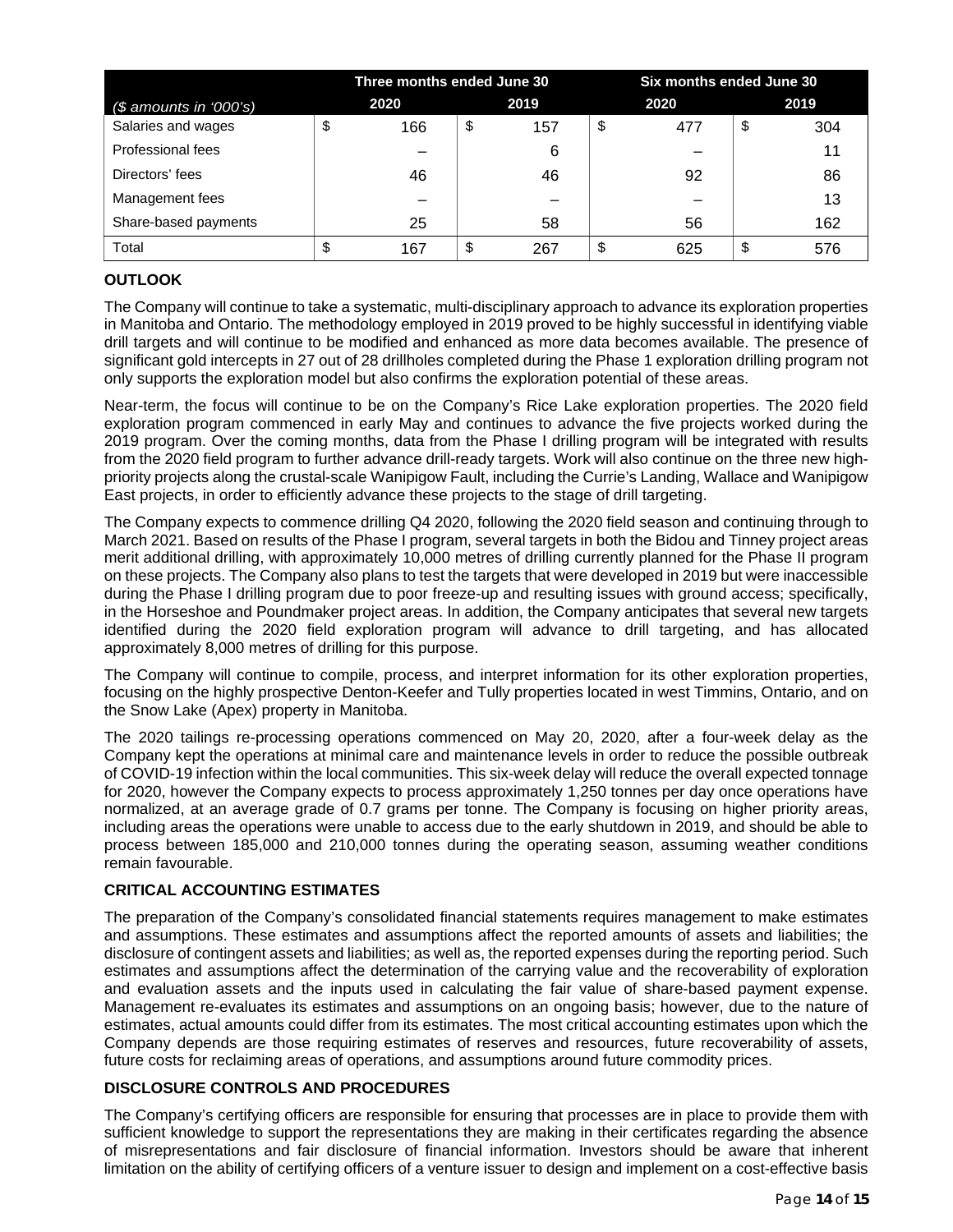| ($ amounts in '000's) | Three months ended June 30 | | Six months ended June 30 | |
|---|---|---|---|---|
| | 2020 | 2019 | 2020 | 2019 |
| Salaries and wages | $ 166 | $ 157 | $ 477 | $ 304 |
| Professional fees | – | 6 | – | 11 |
| Directors' fees | 46 | 46 | 92 | 86 |
| Management fees | – | – | – | 13 |
| Share-based payments | 25 | 58 | 56 | 162 |
| Total | $ 167 | $ 267 | $ 625 | $ 576 |

## OUTLOOK

The Company will continue to take a systematic, multi-disciplinary approach to advance its exploration properties in Manitoba and Ontario. The methodology employed in 2019 proved to be highly successful in identifying viable drill targets and will continue to be modified and enhanced as more data becomes available. The presence of significant gold intercepts in 27 out of 28 drillholes completed during the Phase 1 exploration drilling program not only supports the exploration model but also confirms the exploration potential of these areas.

Near-term, the focus will continue to be on the Company's Rice Lake exploration properties. The 2020 field exploration program commenced in early May and continues to advance the five projects worked during the 2019 program. Over the coming months, data from the Phase I drilling program will be integrated with results from the 2020 field program to further advance drill-ready targets. Work will also continue on the three new high-priority projects along the crustal-scale Wanipigow Fault, including the Currie's Landing, Wallace and Wanipigow East projects, in order to efficiently advance these projects to the stage of drill targeting.

The Company expects to commence drilling Q4 2020, following the 2020 field season and continuing through to March 2021. Based on results of the Phase I program, several targets in both the Bidou and Tinney project areas merit additional drilling, with approximately 10,000 metres of drilling currently planned for the Phase II program on these projects. The Company also plans to test the targets that were developed in 2019 but were inaccessible during the Phase I drilling program due to poor freeze-up and resulting issues with ground access; specifically, in the Horseshoe and Poundmaker project areas. In addition, the Company anticipates that several new targets identified during the 2020 field exploration program will advance to drill targeting, and has allocated approximately 8,000 metres of drilling for this purpose.

The Company will continue to compile, process, and interpret information for its other exploration properties, focusing on the highly prospective Denton-Keefer and Tully properties located in west Timmins, Ontario, and on the Snow Lake (Apex) property in Manitoba.

The 2020 tailings re-processing operations commenced on May 20, 2020, after a four-week delay as the Company kept the operations at minimal care and maintenance levels in order to reduce the possible outbreak of COVID-19 infection within the local communities. This six-week delay will reduce the overall expected tonnage for 2020, however the Company expects to process approximately 1,250 tonnes per day once operations have normalized, at an average grade of 0.7 grams per tonne. The Company is focusing on higher priority areas, including areas the operations were unable to access due to the early shutdown in 2019, and should be able to process between 185,000 and 210,000 tonnes during the operating season, assuming weather conditions remain favourable.

## CRITICAL ACCOUNTING ESTIMATES

The preparation of the Company's consolidated financial statements requires management to make estimates and assumptions. These estimates and assumptions affect the reported amounts of assets and liabilities; the disclosure of contingent assets and liabilities; as well as, the reported expenses during the reporting period. Such estimates and assumptions affect the determination of the carrying value and the recoverability of exploration and evaluation assets and the inputs used in calculating the fair value of share-based payment expense. Management re-evaluates its estimates and assumptions on an ongoing basis; however, due to the nature of estimates, actual amounts could differ from its estimates. The most critical accounting estimates upon which the Company depends are those requiring estimates of reserves and resources, future recoverability of assets, future costs for reclaiming areas of operations, and assumptions around future commodity prices.

## DISCLOSURE CONTROLS AND PROCEDURES

The Company's certifying officers are responsible for ensuring that processes are in place to provide them with sufficient knowledge to support the representations they are making in their certificates regarding the absence of misrepresentations and fair disclosure of financial information. Investors should be aware that inherent limitation on the ability of certifying officers of a venture issuer to design and implement on a cost-effective basis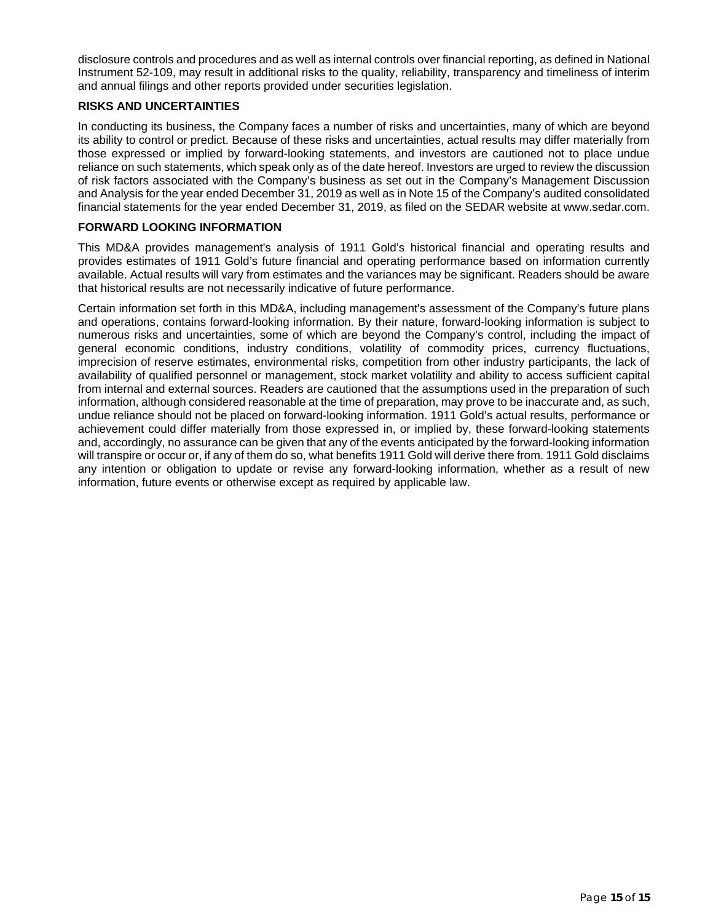disclosure controls and procedures and as well as internal controls over financial reporting, as defined in National Instrument 52-109, may result in additional risks to the quality, reliability, transparency and timeliness of interim and annual filings and other reports provided under securities legislation.

## RISKS AND UNCERTAINTIES

In conducting its business, the Company faces a number of risks and uncertainties, many of which are beyond its ability to control or predict. Because of these risks and uncertainties, actual results may differ materially from those expressed or implied by forward-looking statements, and investors are cautioned not to place undue reliance on such statements, which speak only as of the date hereof. Investors are urged to review the discussion of risk factors associated with the Company's business as set out in the Company's Management Discussion and Analysis for the year ended December 31, 2019 as well as in Note 15 of the Company's audited consolidated financial statements for the year ended December 31, 2019, as filed on the SEDAR website at www.sedar.com.

## FORWARD LOOKING INFORMATION

This MD&A provides management's analysis of 1911 Gold's historical financial and operating results and provides estimates of 1911 Gold's future financial and operating performance based on information currently available. Actual results will vary from estimates and the variances may be significant. Readers should be aware that historical results are not necessarily indicative of future performance.

Certain information set forth in this MD&A, including management's assessment of the Company's future plans and operations, contains forward-looking information. By their nature, forward-looking information is subject to numerous risks and uncertainties, some of which are beyond the Company's control, including the impact of general economic conditions, industry conditions, volatility of commodity prices, currency fluctuations, imprecision of reserve estimates, environmental risks, competition from other industry participants, the lack of availability of qualified personnel or management, stock market volatility and ability to access sufficient capital from internal and external sources. Readers are cautioned that the assumptions used in the preparation of such information, although considered reasonable at the time of preparation, may prove to be inaccurate and, as such, undue reliance should not be placed on forward-looking information. 1911 Gold's actual results, performance or achievement could differ materially from those expressed in, or implied by, these forward-looking statements and, accordingly, no assurance can be given that any of the events anticipated by the forward-looking information will transpire or occur or, if any of them do so, what benefits 1911 Gold will derive there from. 1911 Gold disclaims any intention or obligation to update or revise any forward-looking information, whether as a result of new information, future events or otherwise except as required by applicable law.